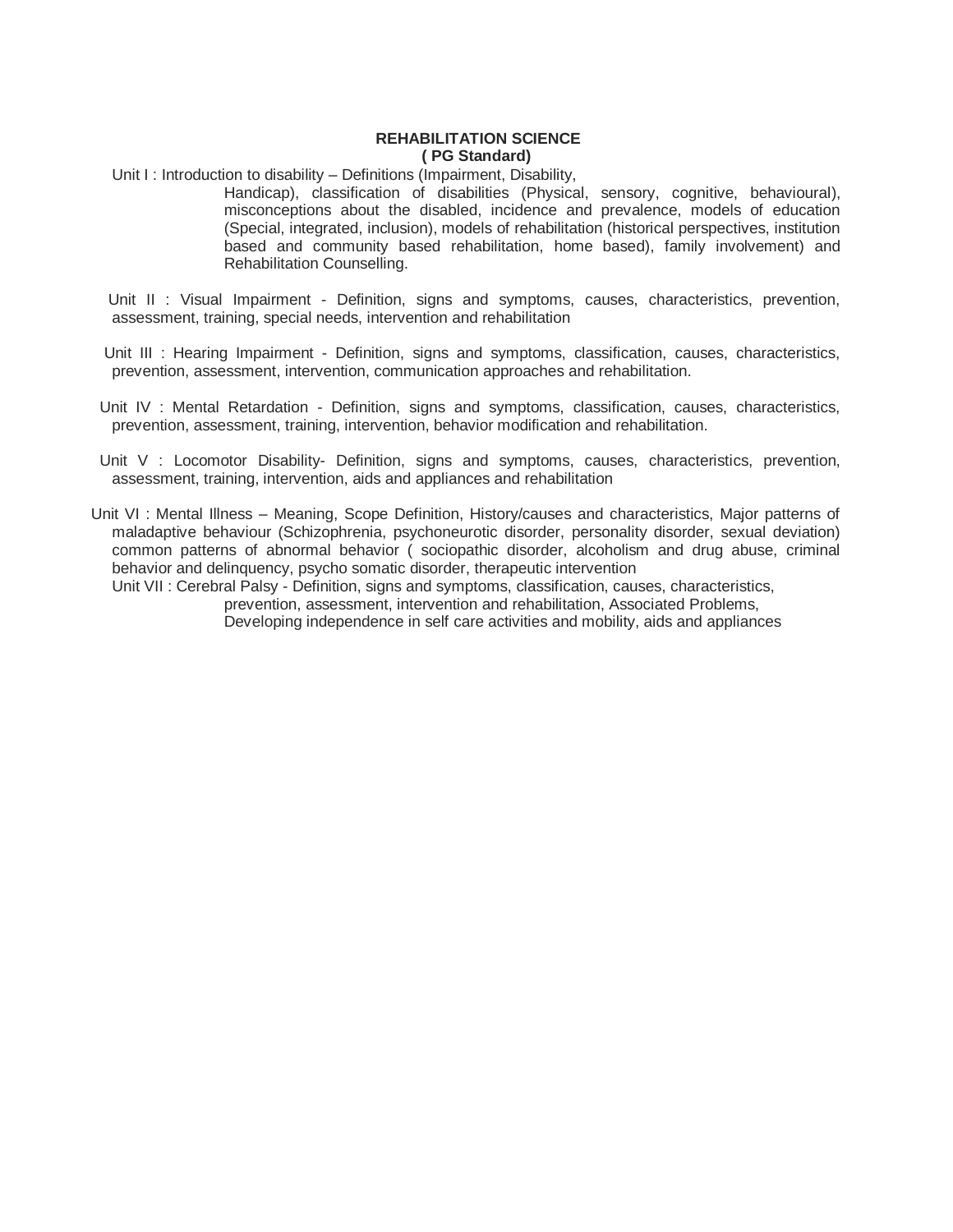# REHABILITATION SCIENCE
## ( PG Standard)

Unit I : Introduction to disability – Definitions (Impairment, Disability, Handicap), classification of disabilities (Physical, sensory, cognitive, behavioural), misconceptions about the disabled, incidence and prevalence, models of education (Special, integrated, inclusion), models of rehabilitation (historical perspectives, institution based and community based rehabilitation, home based), family involvement) and Rehabilitation Counselling.

Unit II : Visual Impairment - Definition, signs and symptoms, causes, characteristics, prevention, assessment, training, special needs, intervention and rehabilitation

Unit III : Hearing Impairment - Definition, signs and symptoms, classification, causes, characteristics, prevention, assessment, intervention, communication approaches and rehabilitation.

Unit IV : Mental Retardation - Definition, signs and symptoms, classification, causes, characteristics, prevention, assessment, training, intervention, behavior modification and rehabilitation.

Unit V : Locomotor Disability- Definition, signs and symptoms, causes, characteristics, prevention, assessment, training, intervention, aids and appliances and rehabilitation

Unit VI : Mental Illness – Meaning, Scope Definition, History/causes and characteristics, Major patterns of maladaptive behaviour (Schizophrenia, psychoneurotic disorder, personality disorder, sexual deviation) common patterns of abnormal behavior ( sociopathic disorder, alcoholism and drug abuse, criminal behavior and delinquency, psycho somatic disorder, therapeutic intervention

Unit VII : Cerebral Palsy - Definition, signs and symptoms, classification, causes, characteristics, prevention, assessment, intervention and rehabilitation, Associated Problems, Developing independence in self care activities and mobility, aids and appliances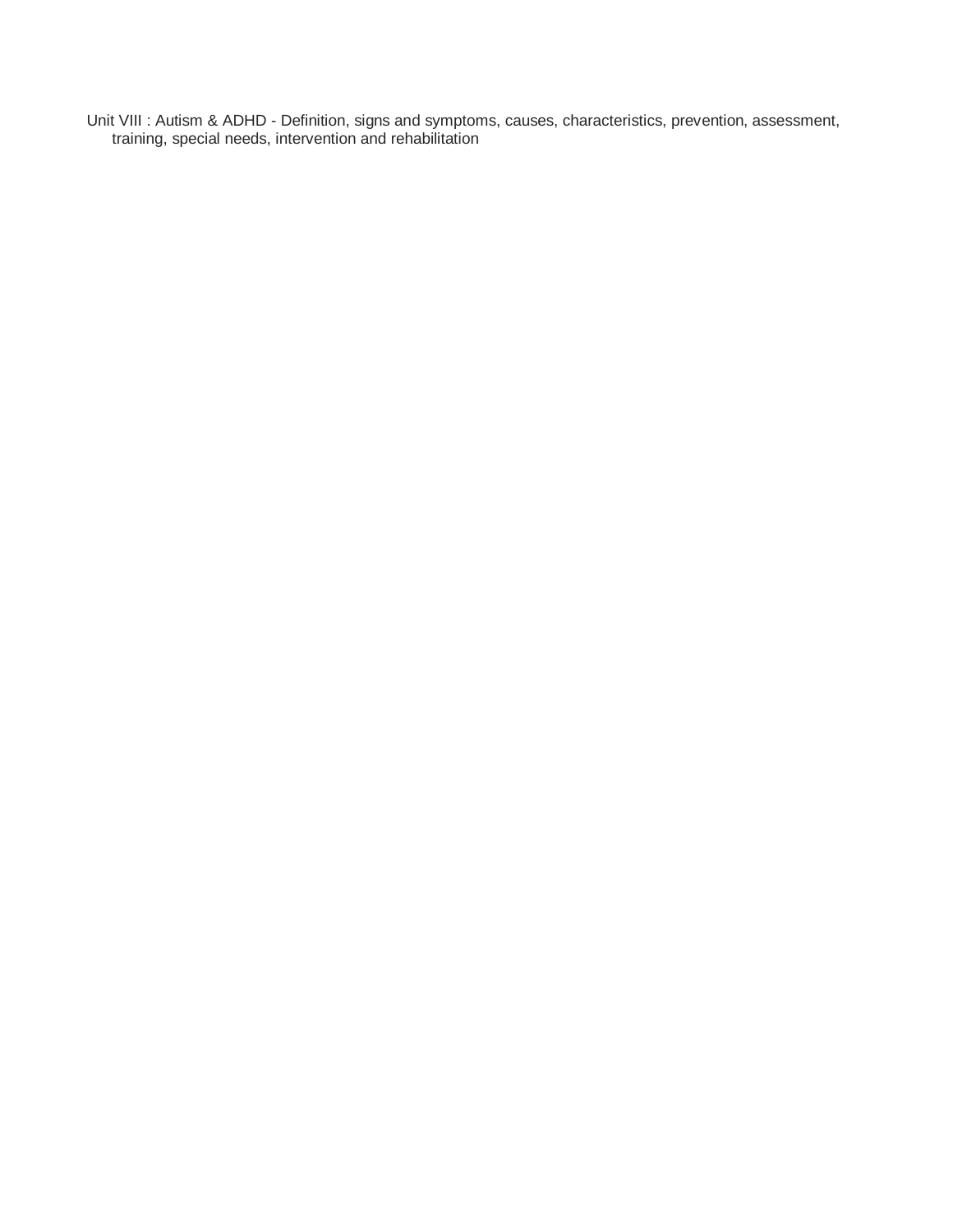Unit VIII : Autism & ADHD - Definition, signs and symptoms, causes, characteristics, prevention, assessment, training, special needs, intervention and rehabilitation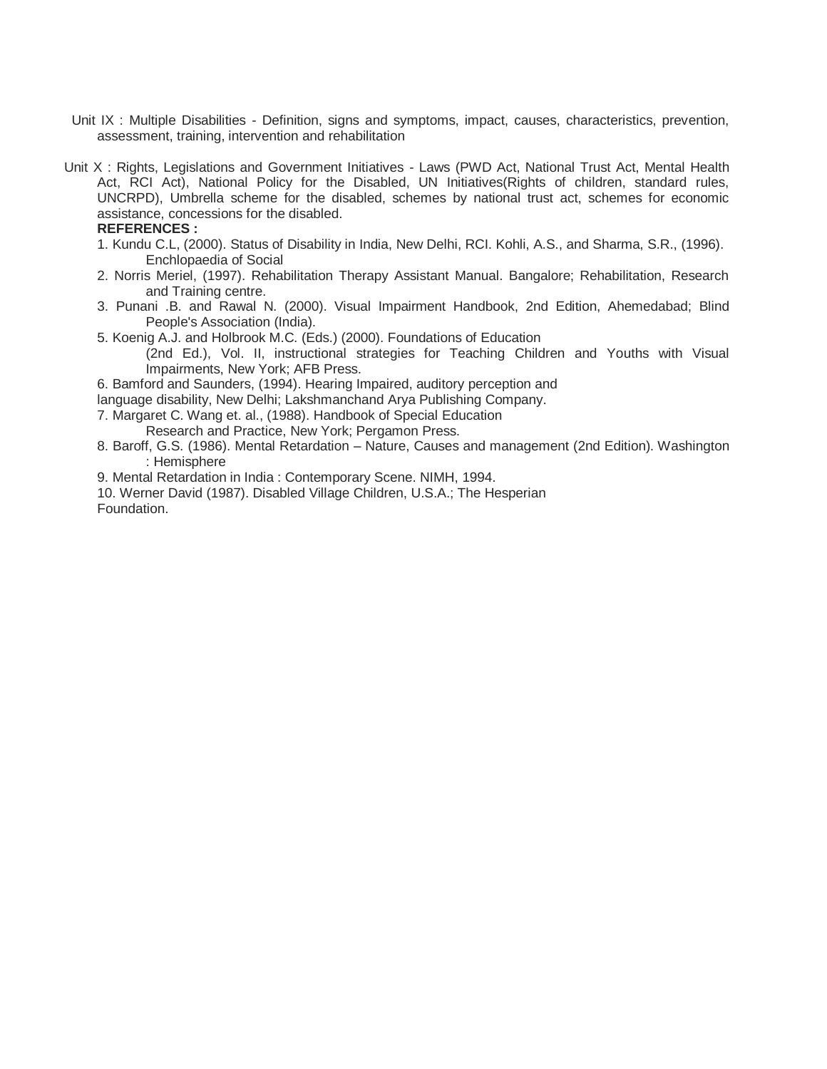Unit IX : Multiple Disabilities - Definition, signs and symptoms, impact, causes, characteristics, prevention, assessment, training, intervention and rehabilitation

Unit X : Rights, Legislations and Government Initiatives - Laws (PWD Act, National Trust Act, Mental Health Act, RCI Act), National Policy for the Disabled, UN Initiatives(Rights of children, standard rules, UNCRPD), Umbrella scheme for the disabled, schemes by national trust act, schemes for economic assistance, concessions for the disabled.

**REFERENCES :**

1. Kundu C.L, (2000). Status of Disability in India, New Delhi, RCI. Kohli, A.S., and Sharma, S.R., (1996). Enchlopaedia of Social
2. Norris Meriel, (1997). Rehabilitation Therapy Assistant Manual. Bangalore; Rehabilitation, Research and Training centre.
3. Punani .B. and Rawal N. (2000). Visual Impairment Handbook, 2nd Edition, Ahemedabad; Blind People's Association (India).

5. Koenig A.J. and Holbrook M.C. (Eds.) (2000). Foundations of Education (2nd Ed.), Vol. II, instructional strategies for Teaching Children and Youths with Visual Impairments, New York; AFB Press.

6. Bamford and Saunders, (1994). Hearing Impaired, auditory perception and language disability, New Delhi; Lakshmanchand Arya Publishing Company.

7. Margaret C. Wang et. al., (1988). Handbook of Special Education Research and Practice, New York; Pergamon Press.

8. Baroff, G.S. (1986). Mental Retardation – Nature, Causes and management (2nd Edition). Washington : Hemisphere

9. Mental Retardation in India : Contemporary Scene. NIMH, 1994.

10. Werner David (1987). Disabled Village Children, U.S.A.; The Hesperian Foundation.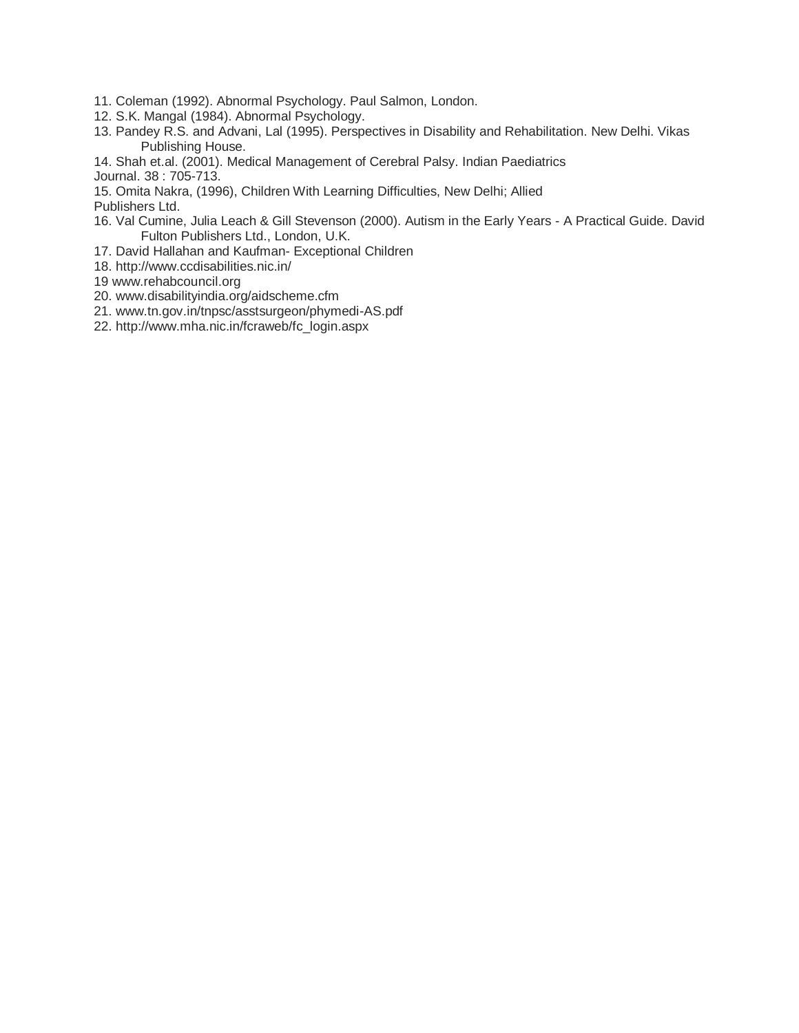11. Coleman (1992). Abnormal Psychology. Paul Salmon, London.
12. S.K. Mangal (1984). Abnormal Psychology.
13. Pandey R.S. and Advani, Lal (1995). Perspectives in Disability and Rehabilitation. New Delhi. Vikas Publishing House.
14. Shah et.al. (2001). Medical Management of Cerebral Palsy. Indian Paediatrics Journal. 38 : 705-713.
15. Omita Nakra, (1996), Children With Learning Difficulties, New Delhi; Allied Publishers Ltd.
16. Val Cumine, Julia Leach & Gill Stevenson (2000). Autism in the Early Years - A Practical Guide. David Fulton Publishers Ltd., London, U.K.
17. David Hallahan and Kaufman- Exceptional Children
18. http://www.ccdisabilities.nic.in/
19 www.rehabcouncil.org
20. www.disabilityindia.org/aidscheme.cfm
21. www.tn.gov.in/tnpsc/asstsurgeon/phymedi-AS.pdf
22. http://www.mha.nic.in/fcraweb/fc_login.aspx